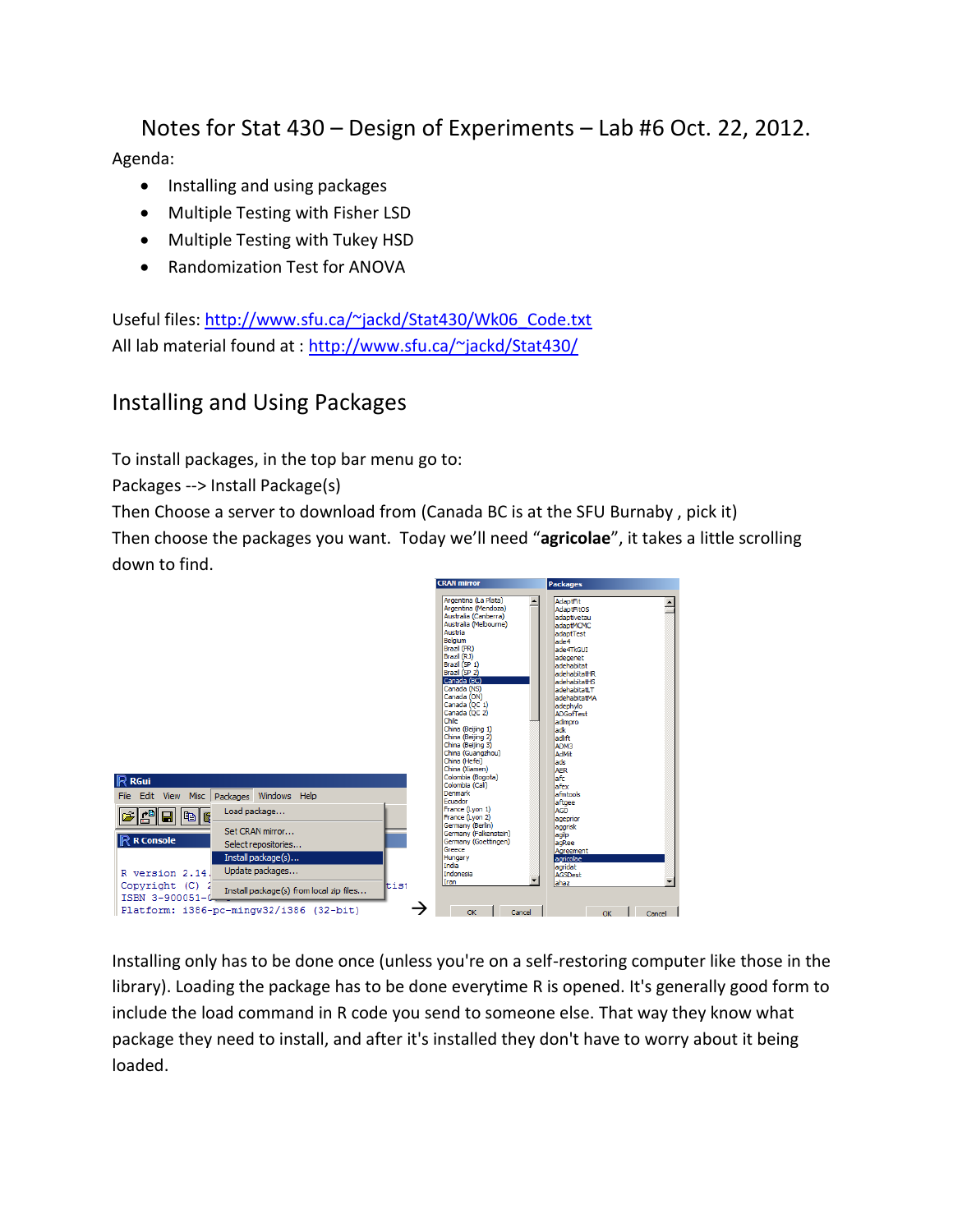# Notes for Stat 430 – Design of Experiments – Lab #6 Oct. 22, 2012.

Agenda:

- Installing and using packages
- Multiple Testing with Fisher LSD
- Multiple Testing with Tukey HSD
- Randomization Test for ANOVA

Useful files: http://www.sfu.ca/~jackd/Stat430/Wk06_Code.txt
All lab material found at : http://www.sfu.ca/~jackd/Stat430/

## Installing and Using Packages

To install packages, in the top bar menu go to:
Packages --> Install Package(s)
Then Choose a server to download from (Canada BC is at the SFU Burnaby , pick it)
Then choose the packages you want. Today we'll need "**agricolae**", it takes a little scrolling down to find.

Installing only has to be done once (unless you're on a self-restoring computer like those in the library). Loading the package has to be done everytime R is opened. It's generally good form to include the load command in R code you send to someone else. That way they know what package they need to install, and after it's installed they don't have to worry about it being loaded.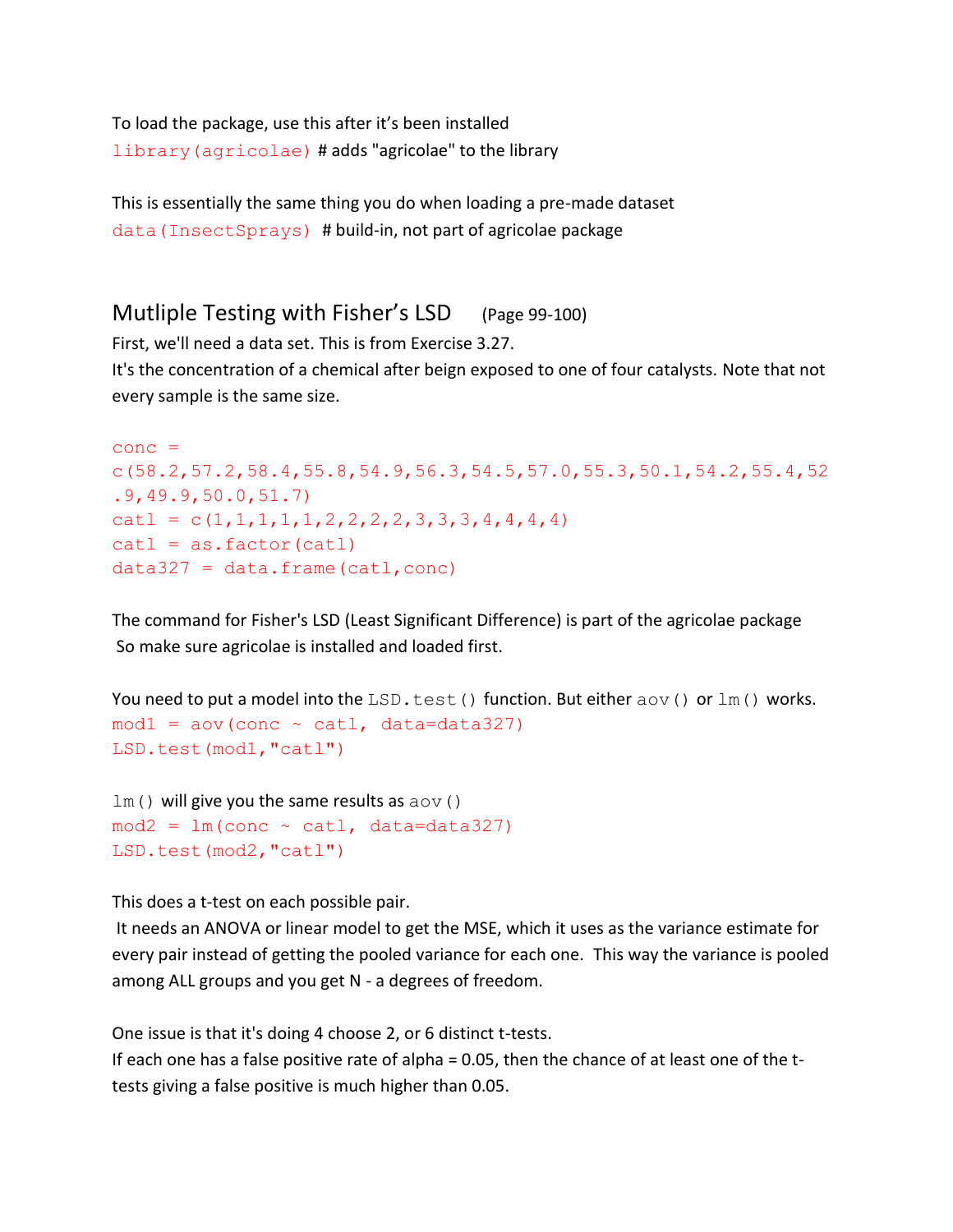To load the package, use this after it's been installed

```
library(agricolae) # adds "agricolae" to the library
```

This is essentially the same thing you do when loading a pre-made dataset

```
data(InsectSprays) # build-in, not part of agricolae package
```

## Mutliple Testing with Fisher's LSD (Page 99-100)

First, we'll need a data set. This is from Exercise 3.27.

It's the concentration of a chemical after beign exposed to one of four catalysts. Note that not every sample is the same size.

```
conc = 
c(58.2,57.2,58.4,55.8,54.9,56.3,54.5,57.0,55.3,50.1,54.2,55.4,52
.9,49.9,50.0,51.7)
catl = c(1,1,1,1,1,2,2,2,2,3,3,3,4,4,4,4)
catl = as.factor(catl)
data327 = data.frame(catl,conc)
```

The command for Fisher's LSD (Least Significant Difference) is part of the agricolae package
So make sure agricolae is installed and loaded first.

You need to put a model into the `LSD.test()` function. But either `aov()` or `lm()` works.

```
mod1 = aov(conc ~ catl, data=data327)
LSD.test(mod1,"catl")
```

`lm()` will give you the same results as `aov()`

```
mod2 = lm(conc ~ catl, data=data327)
LSD.test(mod2,"catl")
```

This does a t-test on each possible pair.
It needs an ANOVA or linear model to get the MSE, which it uses as the variance estimate for every pair instead of getting the pooled variance for each one. This way the variance is pooled among ALL groups and you get N - a degrees of freedom.

One issue is that it's doing 4 choose 2, or 6 distinct t-tests.
If each one has a false positive rate of alpha = 0.05, then the chance of at least one of the t-tests giving a false positive is much higher than 0.05.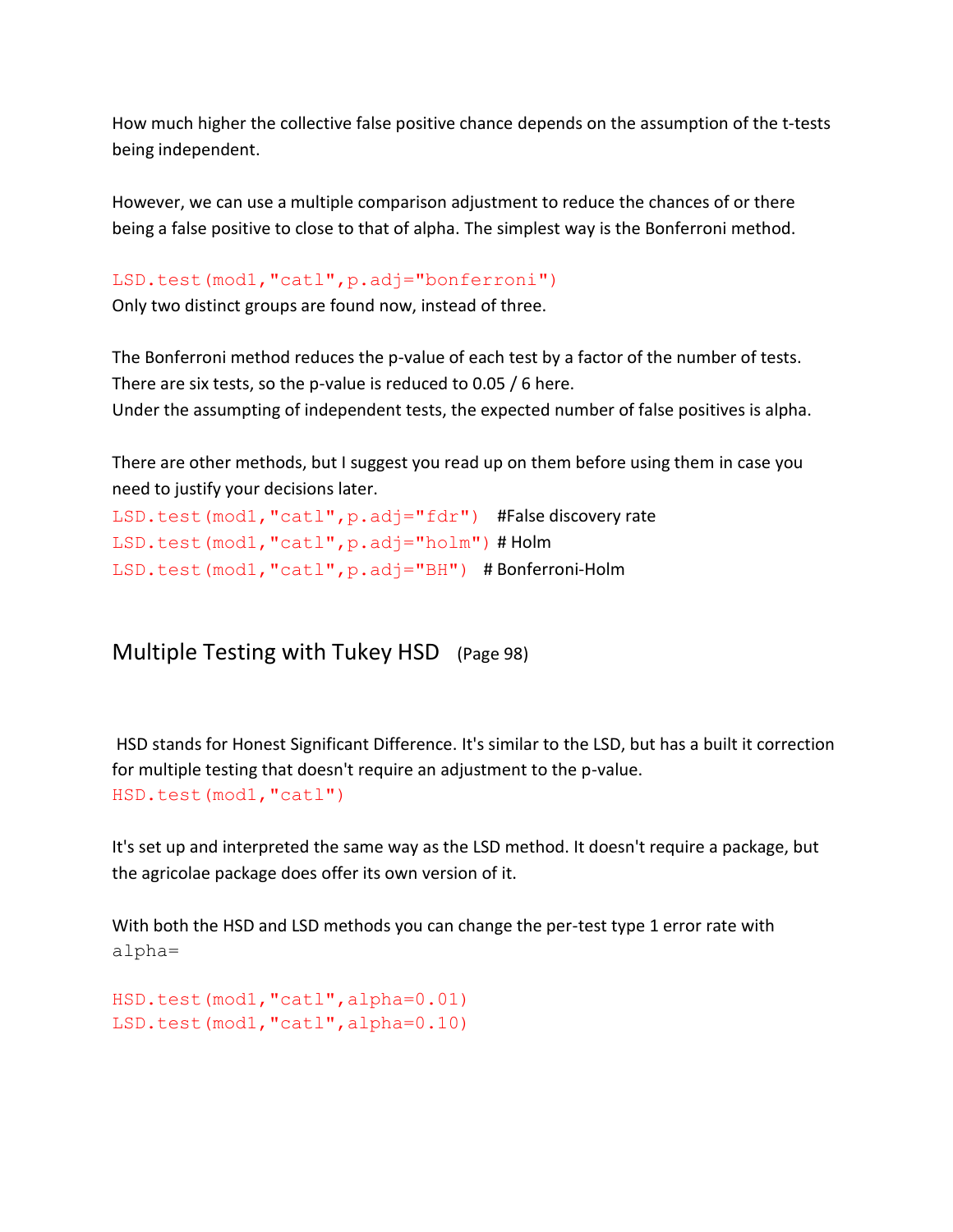How much higher the collective false positive chance depends on the assumption of the t-tests being independent.

However, we can use a multiple comparison adjustment to reduce the chances of or there being a false positive to close to that of alpha. The simplest way is the Bonferroni method.

```
LSD.test(mod1,"cat1",p.adj="bonferroni")
```

Only two distinct groups are found now, instead of three.

The Bonferroni method reduces the p-value of each test by a factor of the number of tests. There are six tests, so the p-value is reduced to 0.05 / 6 here.
Under the assumpting of independent tests, the expected number of false positives is alpha.

There are other methods, but I suggest you read up on them before using them in case you need to justify your decisions later.

```
LSD.test(mod1,"cat1",p.adj="fdr")   #False discovery rate
LSD.test(mod1,"cat1",p.adj="holm") # Holm
LSD.test(mod1,"cat1",p.adj="BH")   # Bonferroni-Holm
```

## Multiple Testing with Tukey HSD (Page 98)

HSD stands for Honest Significant Difference. It's similar to the LSD, but has a built it correction for multiple testing that doesn't require an adjustment to the p-value.

```
HSD.test(mod1,"cat1")
```

It's set up and interpreted the same way as the LSD method. It doesn't require a package, but the agricolae package does offer its own version of it.

With both the HSD and LSD methods you can change the per-test type 1 error rate with `alpha=`

```
HSD.test(mod1,"cat1",alpha=0.01)
LSD.test(mod1,"cat1",alpha=0.10)
```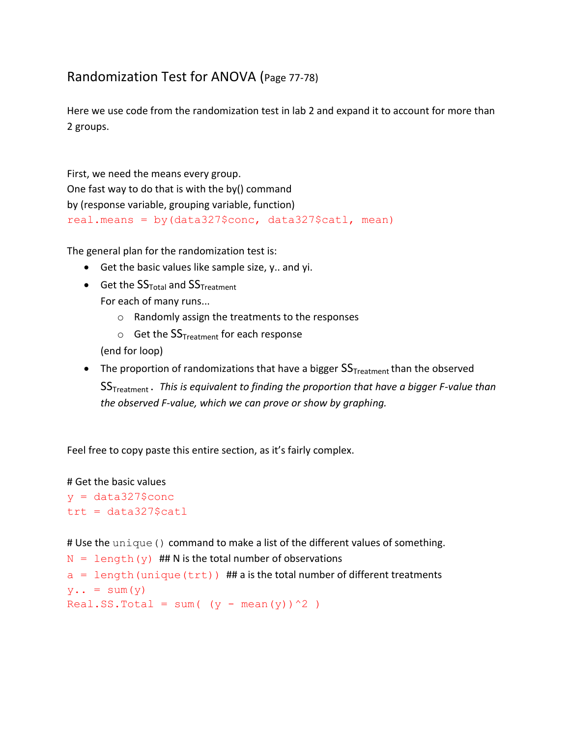# Randomization Test for ANOVA (Page 77-78)

Here we use code from the randomization test in lab 2 and expand it to account for more than 2 groups.

First, we need the means every group.
One fast way to do that is with the by() command
by (response variable, grouping variable, function)

```
real.means = by(data327$conc, data327$catl, mean)
```

The general plan for the randomization test is:

- Get the basic values like sample size, y.. and yi.
- Get the $SS_{Total}$ and $SS_{Treatment}$
  For each of many runs...
  - Randomly assign the treatments to the responses
  - Get the $SS_{Treatment}$ for each response
  
  (end for loop)
- The proportion of randomizations that have a bigger $SS_{Treatment}$ than the observed $SS_{Treatment}$. *This is equivalent to finding the proportion that have a bigger F-value than the observed F-value, which we can prove or show by graphing.*

Feel free to copy paste this entire section, as it's fairly complex.

```
# Get the basic values
y = data327$conc
trt = data327$catl

# Use the unique() command to make a list of the different values of something.
N = length(y)  ## N is the total number of observations
a = length(unique(trt))  ## a is the total number of different treatments
y.. = sum(y)
Real.SS.Total = sum( (y - mean(y))^2 )
```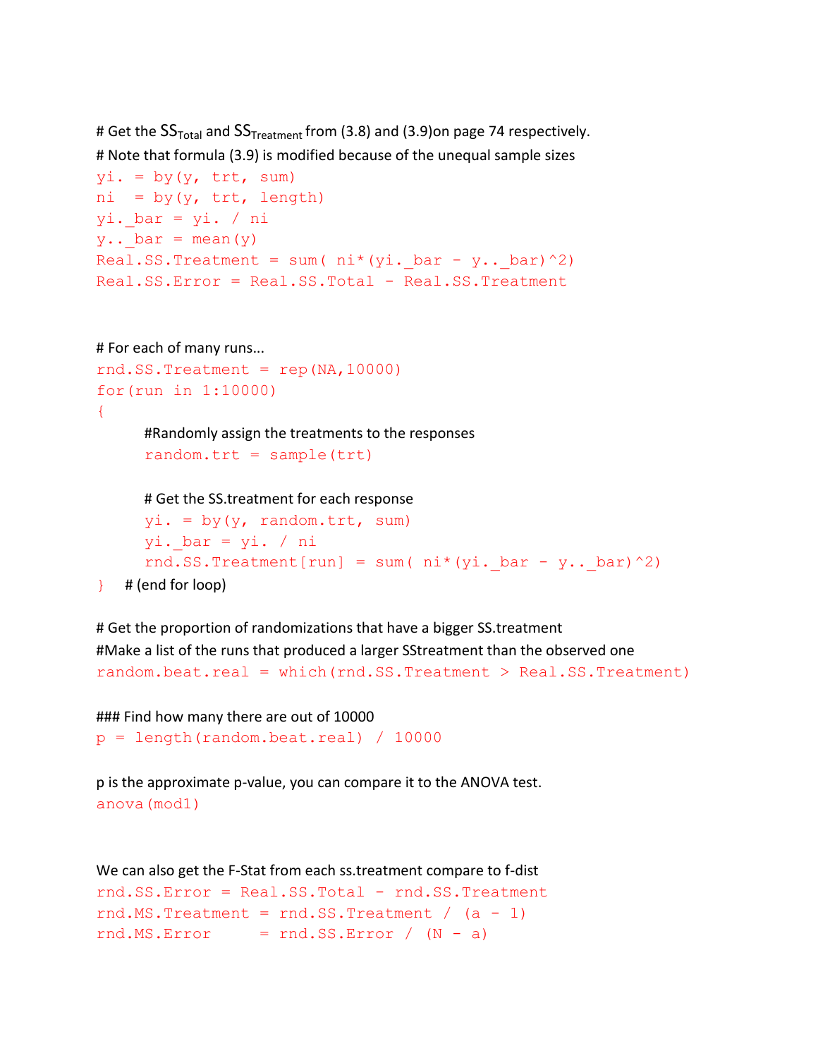# Get the $SS_{Total}$ and $SS_{Treatment}$ from (3.8) and (3.9)on page 74 respectively.

# Note that formula (3.9) is modified because of the unequal sample sizes

```
yi. = by(y, trt, sum)
ni  = by(y, trt, length)
yi._bar = yi. / ni
y.._bar = mean(y)
Real.SS.Treatment = sum( ni*(yi._bar - y.._bar)^2)
Real.SS.Error = Real.SS.Total - Real.SS.Treatment
```

# For each of many runs...

```
rnd.SS.Treatment = rep(NA,10000)
for(run in 1:10000)
{
      #Randomly assign the treatments to the responses
      random.trt = sample(trt)

      # Get the SS.treatment for each response
      yi. = by(y, random.trt, sum)
      yi._bar = yi. / ni
      rnd.SS.Treatment[run] = sum( ni*(yi._bar - y.._bar)^2)
}   # (end for loop)
```

# Get the proportion of randomizations that have a bigger SS.treatment

#Make a list of the runs that produced a larger SStreatment than the observed one

```
random.beat.real = which(rnd.SS.Treatment > Real.SS.Treatment)
```

### Find how many there are out of 10000

```
p = length(random.beat.real) / 10000
```

p is the approximate p-value, you can compare it to the ANOVA test.

```
anova(mod1)
```

We can also get the F-Stat from each ss.treatment compare to f-dist

```
rnd.SS.Error = Real.SS.Total - rnd.SS.Treatment
rnd.MS.Treatment = rnd.SS.Treatment / (a - 1)
rnd.MS.Error     = rnd.SS.Error / (N - a)
```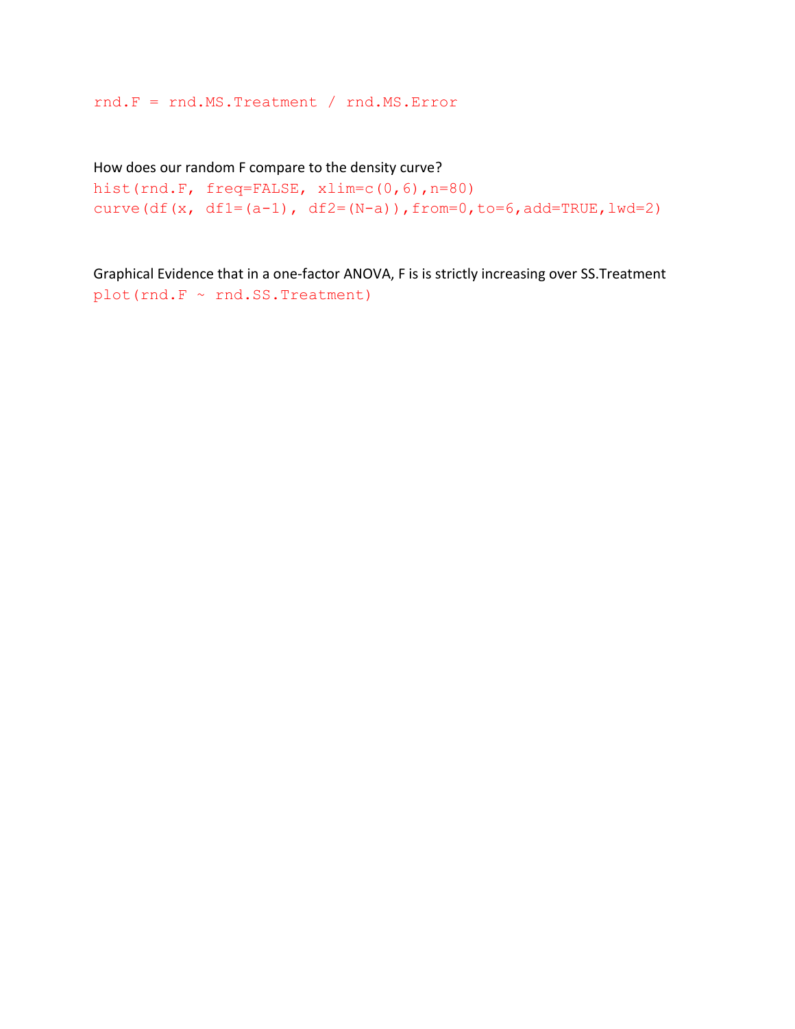```
rnd.F = rnd.MS.Treatment / rnd.MS.Error
```

How does our random F compare to the density curve?

```
hist(rnd.F, freq=FALSE, xlim=c(0,6),n=80)
curve(df(x, df1=(a-1), df2=(N-a)),from=0,to=6,add=TRUE,lwd=2)
```

Graphical Evidence that in a one-factor ANOVA, F is is strictly increasing over SS.Treatment

```
plot(rnd.F ~ rnd.SS.Treatment)
```